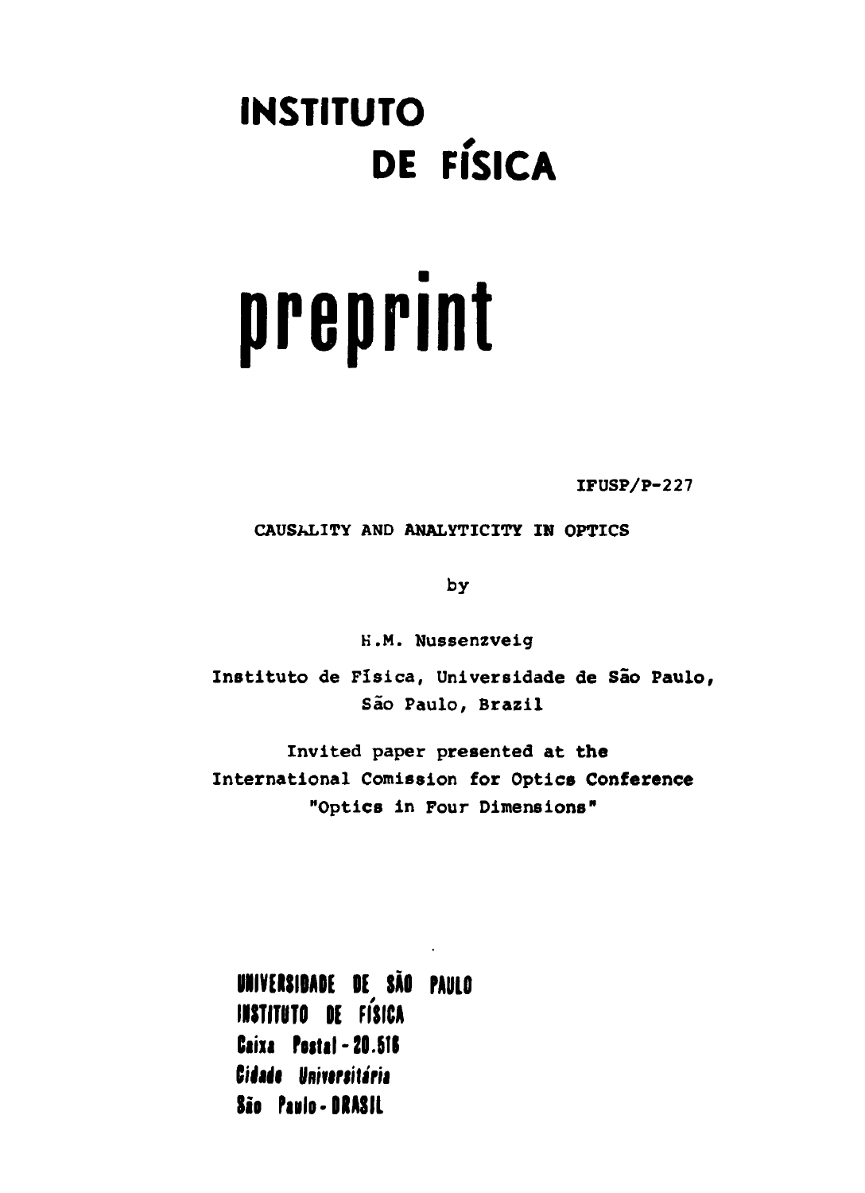# INSTITUTO DE FÍSICA

# preprint

IFUSP/P-227

## CAUSALITY AND ANALYTICITY IN OPTICS

by

H.M. Nussenzveig

Instituto de Física, Universidade de São Paulo, São Paulo, Brazil

Invited paper presented at the International Comission for Optics Conference "Optics in Four Dimensions"

**UNIVERSIDADE DE SÃO PAULO**
**INSTITUTO DE FÍSICA**
**Caixa Postal - 20.516**
**Cidade Universitária**
**São Paulo - BRASIL**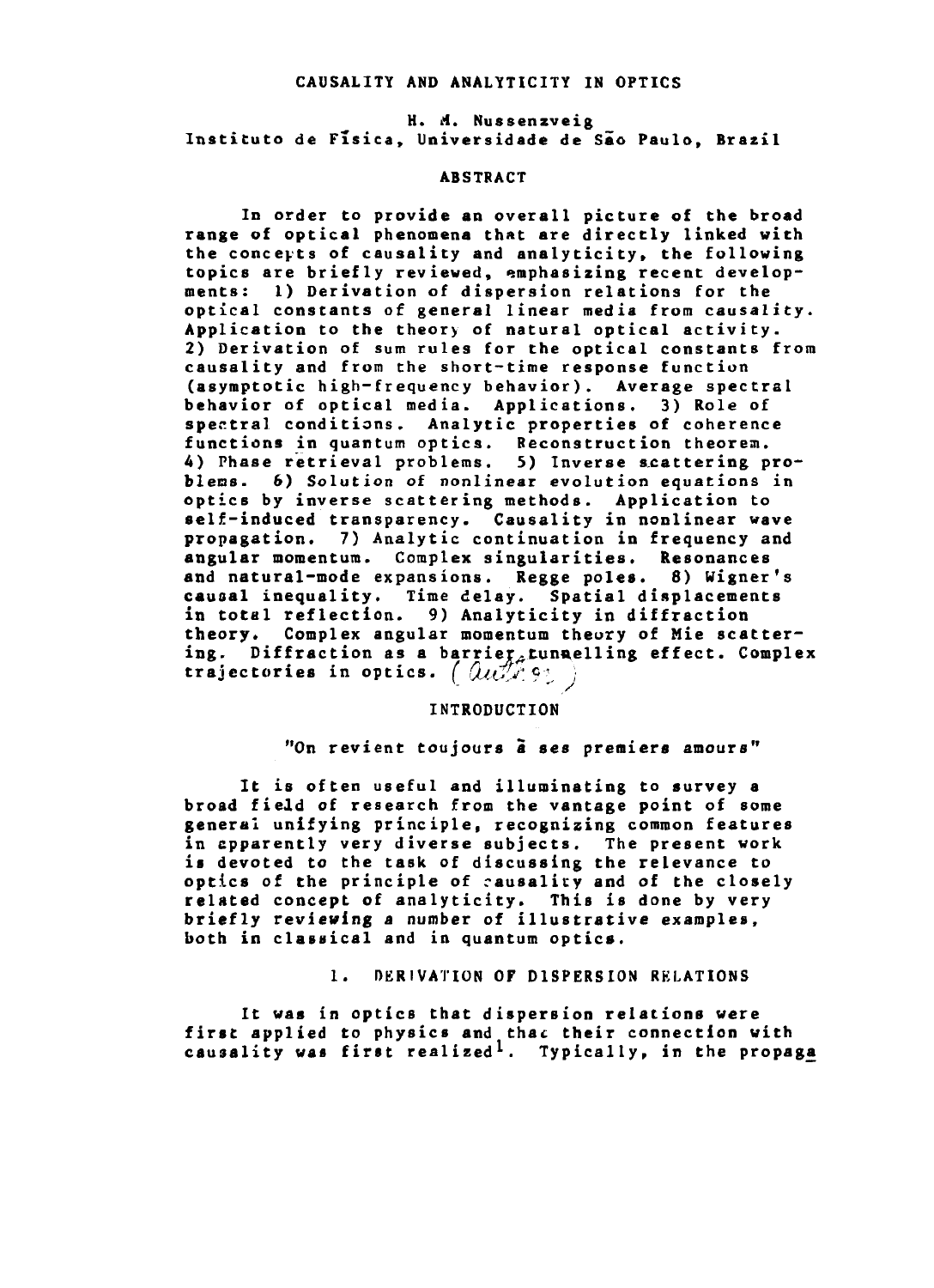# CAUSALITY AND ANALYTICITY IN OPTICS

H. M. Nussenzveig
Instituto de Física, Universidade de São Paulo, Brazil

## ABSTRACT

In order to provide an overall picture of the broad range of optical phenomena that are directly linked with the concepts of causality and analyticity, the following topics are briefly reviewed, emphasizing recent developments: 1) Derivation of dispersion relations for the optical constants of general linear media from causality. Application to the theory of natural optical activity. 2) Derivation of sum rules for the optical constants from causality and from the short-time response function (asymptotic high-frequency behavior). Average spectral behavior of optical media. Applications. 3) Role of spectral conditions. Analytic properties of coherence functions in quantum optics. Reconstruction theorem. 4) Phase retrieval problems. 5) Inverse scattering problems. 6) Solution of nonlinear evolution equations in optics by inverse scattering methods. Application to self-induced transparency. Causality in nonlinear wave propagation. 7) Analytic continuation in frequency and angular momentum. Complex singularities. Resonances and natural-mode expansions. Regge poles. 8) Wigner's causal inequality. Time delay. Spatial displacements in total reflection. 9) Analyticity in diffraction theory. Complex angular momentum theory of Mie scattering. Diffraction as a barrier-tunnelling effect. Complex trajectories in optics. (Author)

## INTRODUCTION

"On revient toujours à ses premiers amours"

It is often useful and illuminating to survey a broad field of research from the vantage point of some general unifying principle, recognizing common features in apparently very diverse subjects. The present work is devoted to the task of discussing the relevance to optics of the principle of causality and of the closely related concept of analyticity. This is done by very briefly reviewing a number of illustrative examples, both in classical and in quantum optics.

## 1. DERIVATION OF DISPERSION RELATIONS

It was in optics that dispersion relations were first applied to physics and that their connection with causality was first realized[1]. Typically, in the propaga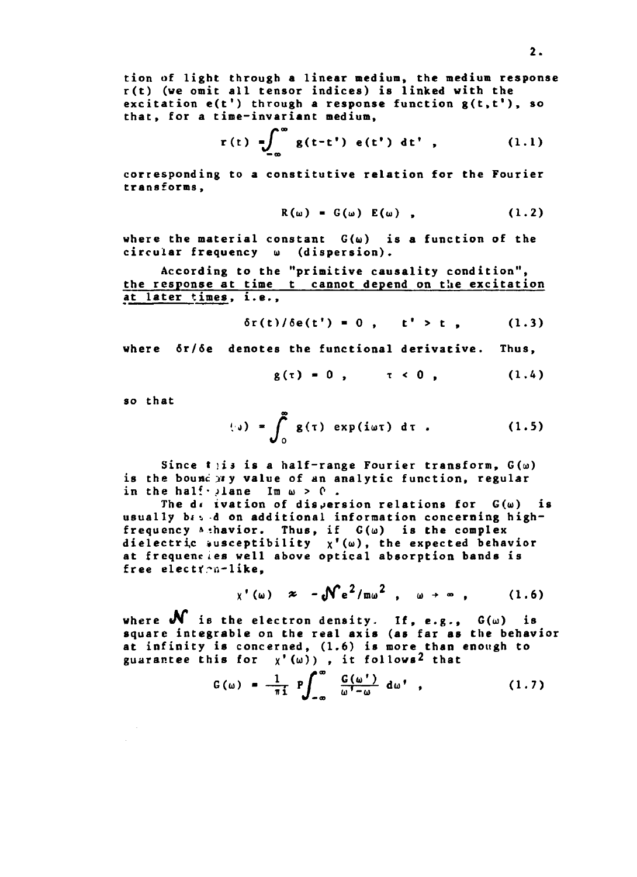tion of light through a linear medium, the medium response $r(t)$ (we omit all tensor indices) is linked with the excitation $e(t')$ through a response function $g(t,t')$, so that, for a time-invariant medium,

$$r(t) = \int_{-\infty}^{\infty} g(t-t')\, e(t')\, dt' \,, \qquad (1.1)$$

corresponding to a constitutive relation for the Fourier transforms,

$$R(\omega) = G(\omega)\, E(\omega) \,, \qquad (1.2)$$

where the material constant $G(\omega)$ is a function of the circular frequency $\omega$ (dispersion).

According to the "primitive causality condition", <u>the response at time $t$ cannot depend on the excitation at later times</u>, i.e.,

$$\delta r(t)/\delta e(t') = 0 \,, \qquad t' > t \,, \qquad (1.3)$$

where $\delta r/\delta e$ denotes the functional derivative. Thus,

$$g(\tau) = 0 \,, \qquad \tau < 0 \,, \qquad (1.4)$$

so that

$$G(\omega) = \int_{0}^{\infty} g(\tau) \exp(i\omega\tau)\, d\tau \,. \qquad (1.5)$$

Since this is a half-range Fourier transform, $G(\omega)$ is the boundary value of an analytic function, regular in the half-plane $\mathrm{Im}\, \omega > 0$.

The derivation of dispersion relations for $G(\omega)$ is usually based on additional information concerning high-frequency behavior. Thus, if $G(\omega)$ is the complex dielectric susceptibility $\chi'(\omega)$, the expected behavior at frequencies well above optical absorption bands is free electron-like,

$$\chi'(\omega) \approx -\mathcal{N} e^2/m\omega^2 \,, \quad \omega \to \infty \,, \qquad (1.6)$$

where $\mathcal{N}$ is the electron density. If, e.g., $G(\omega)$ is square integrable on the real axis (as far as the behavior at infinity is concerned, (1.6) is more than enough to guarantee this for $\chi'(\omega)$), it follows[2] that

$$G(\omega) = \frac{1}{\pi i}\, P\int_{-\infty}^{\infty} \frac{G(\omega')}{\omega' - \omega}\, d\omega' \,, \qquad (1.7)$$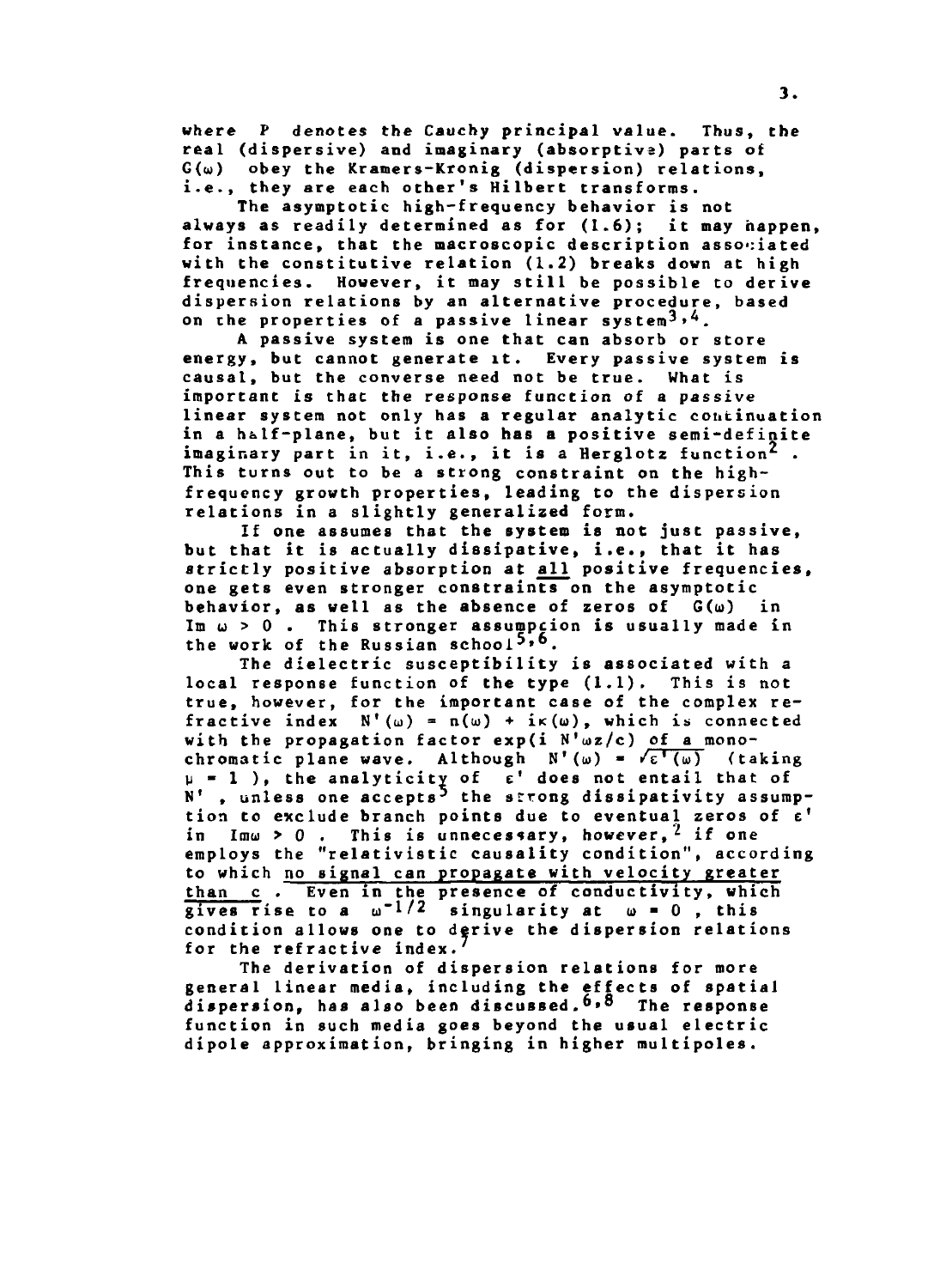where $P$ denotes the Cauchy principal value. Thus, the real (dispersive) and imaginary (absorptive) parts of $G(\omega)$ obey the Kramers-Kronig (dispersion) relations, i.e., they are each other's Hilbert transforms.

The asymptotic high-frequency behavior is not always as readily determined as for (1.6); it may happen, for instance, that the macroscopic description associated with the constitutive relation (1.2) breaks down at high frequencies. However, it may still be possible to derive dispersion relations by an alternative procedure, based on the properties of a passive linear system[3,4].

A passive system is one that can absorb or store energy, but cannot generate it. Every passive system is causal, but the converse need not be true. What is important is that the response function of a passive linear system not only has a regular analytic continuation in a half-plane, but it also has a positive semi-definite imaginary part in it, i.e., it is a Herglotz function[2]. This turns out to be a strong constraint on the high-frequency growth properties, leading to the dispersion relations in a slightly generalized form.

If one assumes that the system is not just passive, but that it is actually dissipative, i.e., that it has strictly positive absorption at all positive frequencies, one gets even stronger constraints on the asymptotic behavior, as well as the absence of zeros of $G(\omega)$ in $\operatorname{Im} \omega > 0$. This stronger assumption is usually made in the work of the Russian school[5,6].

The dielectric susceptibility is associated with a local response function of the type (1.1). This is not true, however, for the important case of the complex refractive index $N'(\omega) = n(\omega) + i\kappa(\omega)$, which is connected with the propagation factor $\exp(i\, N'\omega z/c)$ of a monochromatic plane wave. Although $N'(\omega) = \sqrt{\varepsilon'(\omega)}$ (taking $\mu = 1$), the analyticity of $\varepsilon'$ does not entail that of $N'$, unless one accepts[5] the strong dissipativity assumption to exclude branch points due to eventual zeros of $\varepsilon'$ in $\operatorname{Im}\omega > 0$. This is unnecessary, however,[2] if one employs the "relativistic causality condition", according to which no signal can propagate with velocity greater than $c$. Even in the presence of conductivity, which gives rise to a $\omega^{-1/2}$ singularity at $\omega = 0$, this condition allows one to derive the dispersion relations for the refractive index.[7]

The derivation of dispersion relations for more general linear media, including the effects of spatial dispersion, has also been discussed.[6,8] The response function in such media goes beyond the usual electric dipole approximation, bringing in higher multipoles.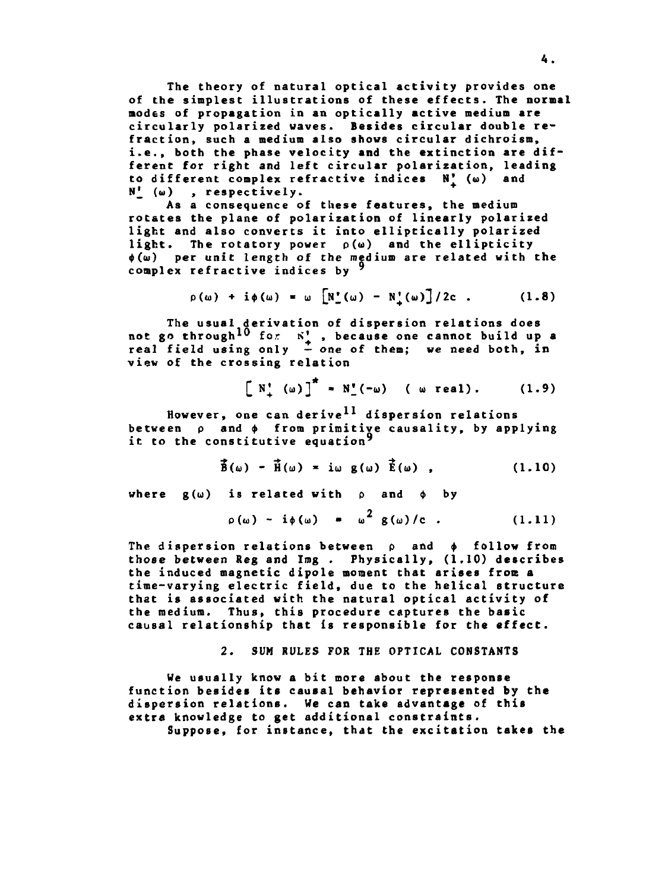The theory of natural optical activity provides one of the simplest illustrations of these effects. The normal modes of propagation in an optically active medium are circularly polarized waves. Besides circular double refraction, such a medium also shows circular dichroism, i.e., both the phase velocity and the extinction are different for right and left circular polarization, leading to different complex refractive indices $N'_+(\omega)$ and $N'_-(\omega)$, respectively.

As a consequence of these features, the medium rotates the plane of polarization of linearly polarized light and also converts it into elliptically polarized light. The rotatory power $\rho(\omega)$ and the ellipticity $\phi(\omega)$ per unit length of the medium are related with the complex refractive indices by [9]

$$\rho(\omega) + i\phi(\omega) = \omega \left[N'_-(\omega) - N'_+(\omega)\right]/2c \ . \qquad (1.8)$$

The usual derivation of dispersion relations does not go through[10] for $N'_\pm$, because one cannot build up a real field using only one of them; we need both, in view of the crossing relation

$$\left[ N'_+(\omega)\right]^* = N'_-(-\omega) \quad (\omega \text{ real}). \qquad (1.9)$$

However, one can derive[11] dispersion relations between $\rho$ and $\phi$ from primitive causality, by applying it to the constitutive equation[9]

$$\vec{B}(\omega) - \vec{H}(\omega) = i\omega \; g(\omega) \; \vec{E}(\omega) \ , \qquad (1.10)$$

where $g(\omega)$ is related with $\rho$ and $\phi$ by

$$\rho(\omega) - i\phi(\omega) = \omega^2 \; g(\omega)/c \ . \qquad (1.11)$$

The dispersion relations between $\rho$ and $\phi$ follow from those between Re$g$ and Im$g$. Physically, (1.10) describes the induced magnetic dipole moment that arises from a time-varying electric field, due to the helical structure that is associated with the natural optical activity of the medium. Thus, this procedure captures the basic causal relationship that is responsible for the effect.

## 2. SUM RULES FOR THE OPTICAL CONSTANTS

We usually know a bit more about the response function besides its causal behavior represented by the dispersion relations. We can take advantage of this extra knowledge to get additional constraints.

Suppose, for instance, that the excitation takes the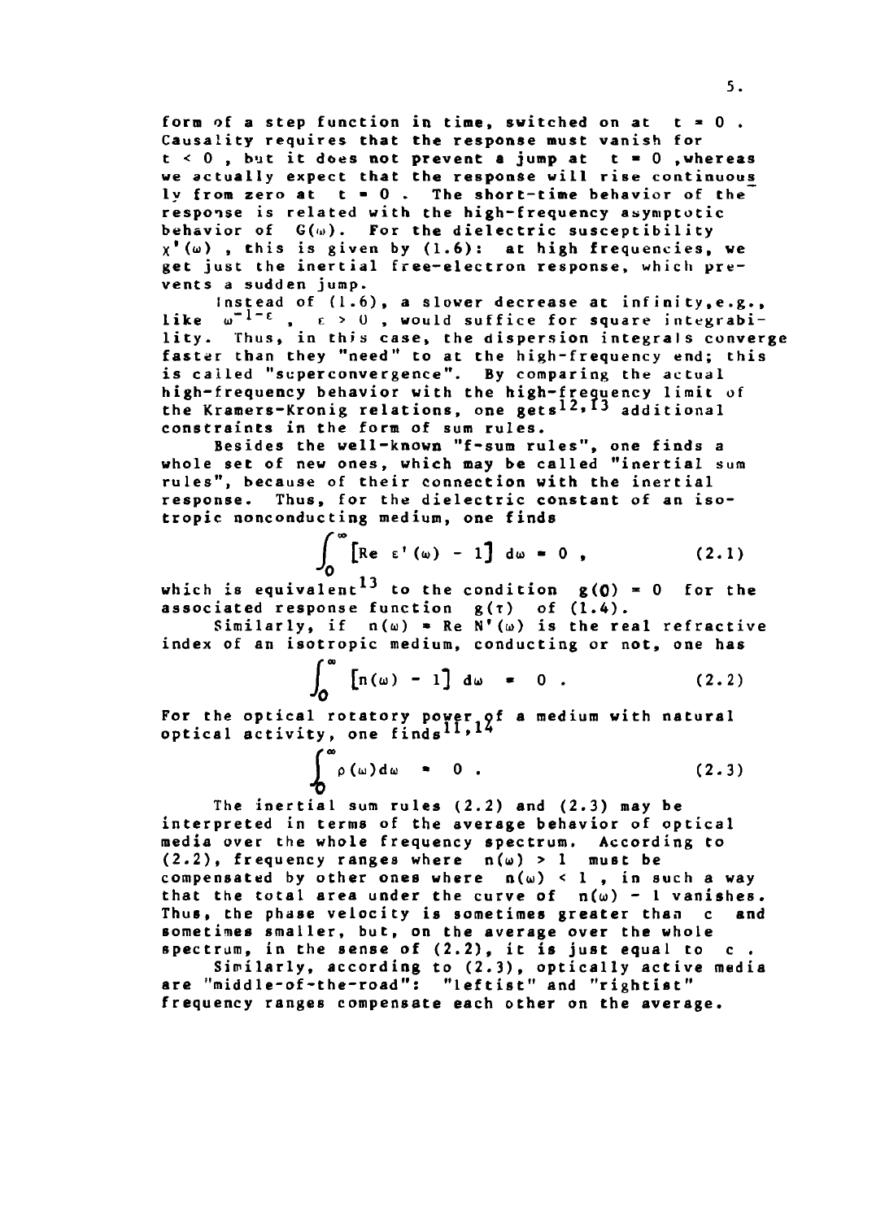form of a step function in time, switched on at $t = 0$. Causality requires that the response must vanish for $t < 0$, but it does not prevent a jump at $t = 0$, whereas we actually expect that the response will rise continuously from zero at $t = 0$. The short-time behavior of the response is related with the high-frequency asymptotic behavior of $G(\omega)$. For the dielectric susceptibility $\chi'(\omega)$, this is given by (1.6): at high frequencies, we get just the inertial free-electron response, which prevents a sudden jump.

Instead of (1.6), a slower decrease at infinity, e.g., like $\omega^{-1-\varepsilon}$, $\varepsilon > 0$, would suffice for square integrability. Thus, in this case, the dispersion integrals converge faster than they "need" to at the high-frequency end; this is called "superconvergence". By comparing the actual high-frequency behavior with the high-frequency limit of the Kramers-Kronig relations, one gets[12,13] additional constraints in the form of sum rules.

Besides the well-known "f-sum rules", one finds a whole set of new ones, which may be called "inertial sum rules", because of their connection with the inertial response. Thus, for the dielectric constant of an isotropic nonconducting medium, one finds

$$\int_0^\infty \left[\mathrm{Re}\ \varepsilon'(\omega) - 1\right] d\omega = 0\ , \qquad (2.1)$$

which is equivalent[13] to the condition $g(0) = 0$ for the associated response function $g(\tau)$ of (1.4).

Similarly, if $n(\omega) = \mathrm{Re}\ N'(\omega)$ is the real refractive index of an isotropic medium, conducting or not, one has

$$\int_0^\infty \left[n(\omega) - 1\right] d\omega = 0\ . \qquad (2.2)$$

For the optical rotatory power of a medium with natural optical activity, one finds[11,14]

$$\int_0^\infty \rho(\omega) d\omega = 0\ . \qquad (2.3)$$

The inertial sum rules (2.2) and (2.3) may be interpreted in terms of the average behavior of optical media over the whole frequency spectrum. According to (2.2), frequency ranges where $n(\omega) > 1$ must be compensated by other ones where $n(\omega) < 1$, in such a way that the total area under the curve of $n(\omega) - 1$ vanishes. Thus, the phase velocity is sometimes greater than $c$ and sometimes smaller, but, on the average over the whole spectrum, in the sense of (2.2), it is just equal to $c$.

Similarly, according to (2.3), optically active media are "middle-of-the-road": "leftist" and "rightist" frequency ranges compensate each other on the average.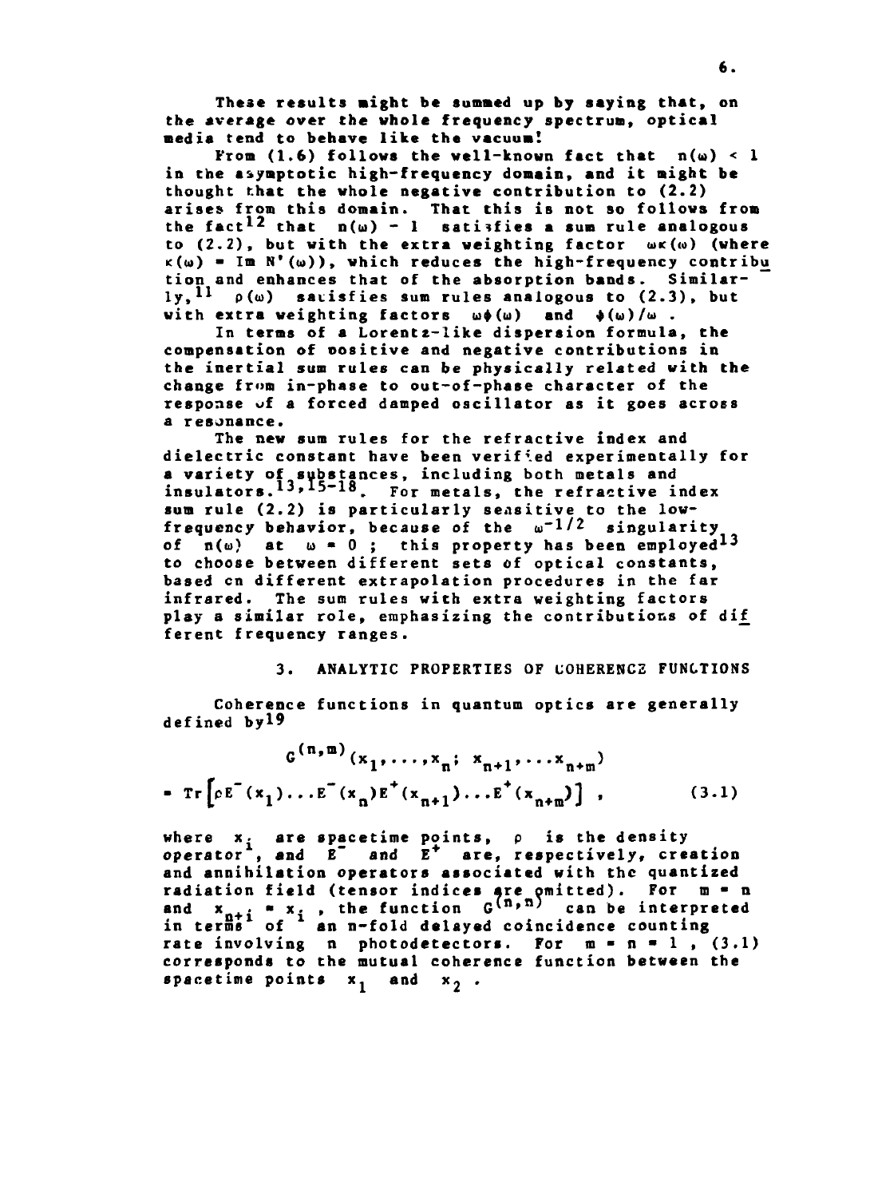These results might be summed up by saying that, on the average over the whole frequency spectrum, optical media tend to behave like the vacuum!

From (1.6) follows the well-known fact that $n(\omega) < 1$ in the asymptotic high-frequency domain, and it might be thought that the whole negative contribution to (2.2) arises from this domain. That this is not so follows from the fact[12] that $n(\omega) - 1$ satisfies a sum rule analogous to (2.2), but with the extra weighting factor $\omega\kappa(\omega)$ (where $\kappa(\omega) = \mathrm{Im}\, N'(\omega)$), which reduces the high-frequency contribution and enhances that of the absorption bands. Similarly,[11] $\rho(\omega)$ satisfies sum rules analogous to (2.3), but with extra weighting factors $\omega\phi(\omega)$ and $\phi(\omega)/\omega$.

In terms of a Lorentz-like dispersion formula, the compensation of positive and negative contributions in the inertial sum rules can be physically related with the change from in-phase to out-of-phase character of the response of a forced damped oscillator as it goes across a resonance.

The new sum rules for the refractive index and dielectric constant have been verified experimentally for a variety of substances, including both metals and insulators.[13,15-18] For metals, the refractive index sum rule (2.2) is particularly sensitive to the low-frequency behavior, because of the $\omega^{-1/2}$ singularity of $n(\omega)$ at $\omega = 0$; this property has been employed[13] to choose between different sets of optical constants, based on different extrapolation procedures in the far infrared. The sum rules with extra weighting factors play a similar role, emphasizing the contributions of different frequency ranges.

## 3. ANALYTIC PROPERTIES OF COHERENCE FUNCTIONS

Coherence functions in quantum optics are generally defined by[19]

$$G^{(n,m)}(x_1,\ldots,x_n;\, x_{n+1},\ldots x_{n+m})$$
$$= \mathrm{Tr}\left[\rho E^-(x_1)\ldots E^-(x_n)E^+(x_{n+1})\ldots E^+(x_{n+m})\right], \qquad (3.1)$$

where $x_i$ are spacetime points, $\rho$ is the density operator, and $E^-$ and $E^+$ are, respectively, creation and annihilation operators associated with the quantized radiation field (tensor indices are omitted). For $m = n$ and $x_{n+i} = x_i$, the function $G^{(n,n)}$ can be interpreted in terms of an n-fold delayed coincidence counting rate involving n photodetectors. For $m = n = 1$, (3.1) corresponds to the mutual coherence function between the spacetime points $x_1$ and $x_2$.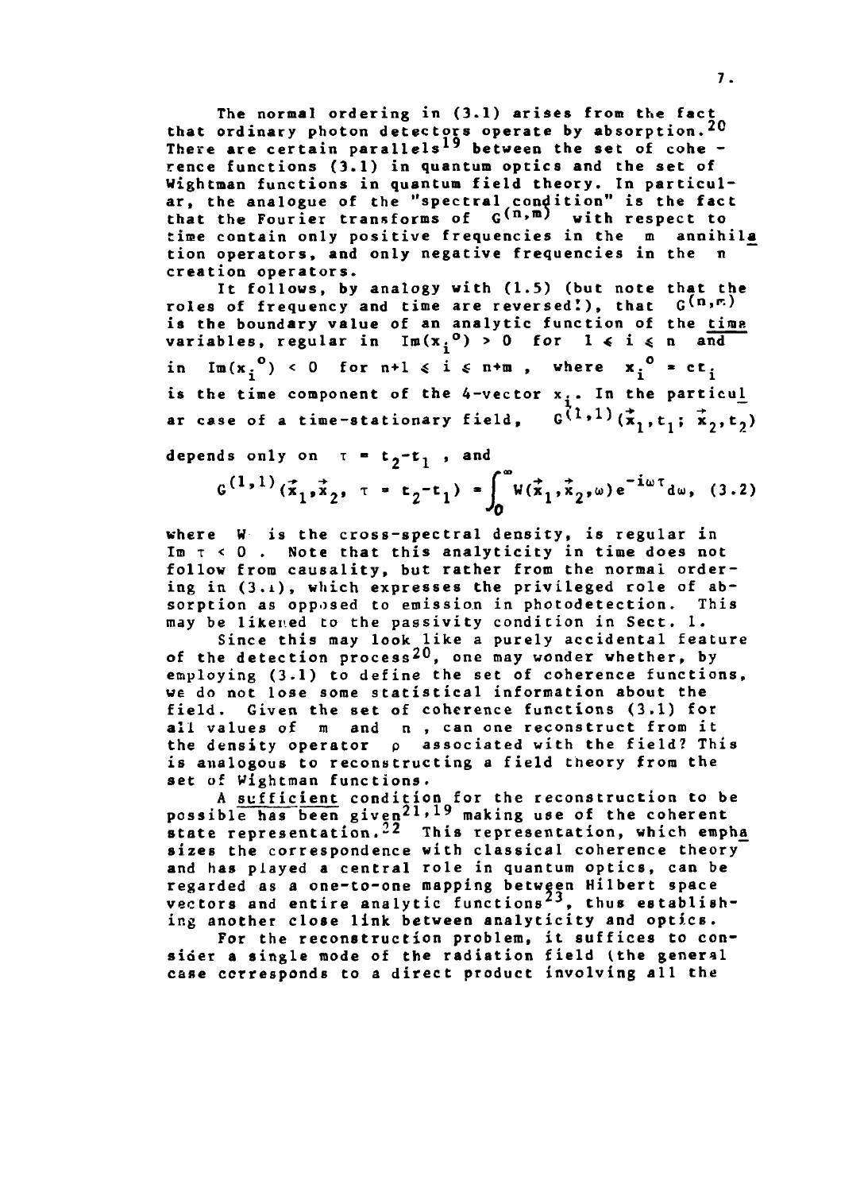The normal ordering in (3.1) arises from the fact that ordinary photon detectors operate by absorption.[20] There are certain parallels[19] between the set of coherence functions (3.1) in quantum optics and the set of Wightman functions in quantum field theory. In particular, the analogue of the "spectral condition" is the fact that the Fourier transforms of $G^{(n,m)}$ with respect to time contain only positive frequencies in the $m$ annihilation operators, and only negative frequencies in the $n$ creation operators.

It follows, by analogy with (1.5) (but note that the roles of frequency and time are reversed!), that $G^{(n,m)}$ is the boundary value of an analytic function of the <u>time</u> variables, regular in $\mathrm{Im}(x_i^{\,o}) > 0$ for $1 \leqslant i \leqslant n$ and in $\mathrm{Im}(x_i^{\,o}) < 0$ for $n+1 \leqslant i \leqslant n+m$, where $x_i^{\,o} = ct_i$ is the time component of the 4-vector $x_i$. In the particular case of a time-stationary field, $G^{(1,1)}(\vec{x}_1,t_1;\,\vec{x}_2,t_2)$ depends only on $\tau = t_2 - t_1$, and

$$G^{(1,1)}(\vec{x}_1,\vec{x}_2,\ \tau = t_2 - t_1) = \int_0^\infty W(\vec{x}_1,\vec{x}_2,\omega)\, e^{-i\omega\tau}\, d\omega, \quad (3.2)$$

where $W$ is the cross-spectral density, is regular in $\mathrm{Im}\,\tau < 0$. Note that this analyticity in time does not follow from causality, but rather from the normal ordering in (3.1), which expresses the privileged role of absorption as opposed to emission in photodetection. This may be likened to the passivity condition in Sect. 1.

Since this may look like a purely accidental feature of the detection process[20], one may wonder whether, by employing (3.1) to define the set of coherence functions, we do not lose some statistical information about the field. Given the set of coherence functions (3.1) for all values of $m$ and $n$, can one reconstruct from it the density operator $\rho$ associated with the field? This is analogous to reconstructing a field theory from the set of Wightman functions.

A <u>sufficient</u> condition for the reconstruction to be possible has been given[21,19] making use of the coherent state representation.[22] This representation, which emphasizes the correspondence with classical coherence theory and has played a central role in quantum optics, can be regarded as a one-to-one mapping between Hilbert space vectors and entire analytic functions[23], thus establishing another close link between analyticity and optics.

For the reconstruction problem, it suffices to consider a single mode of the radiation field (the general case corresponds to a direct product involving all the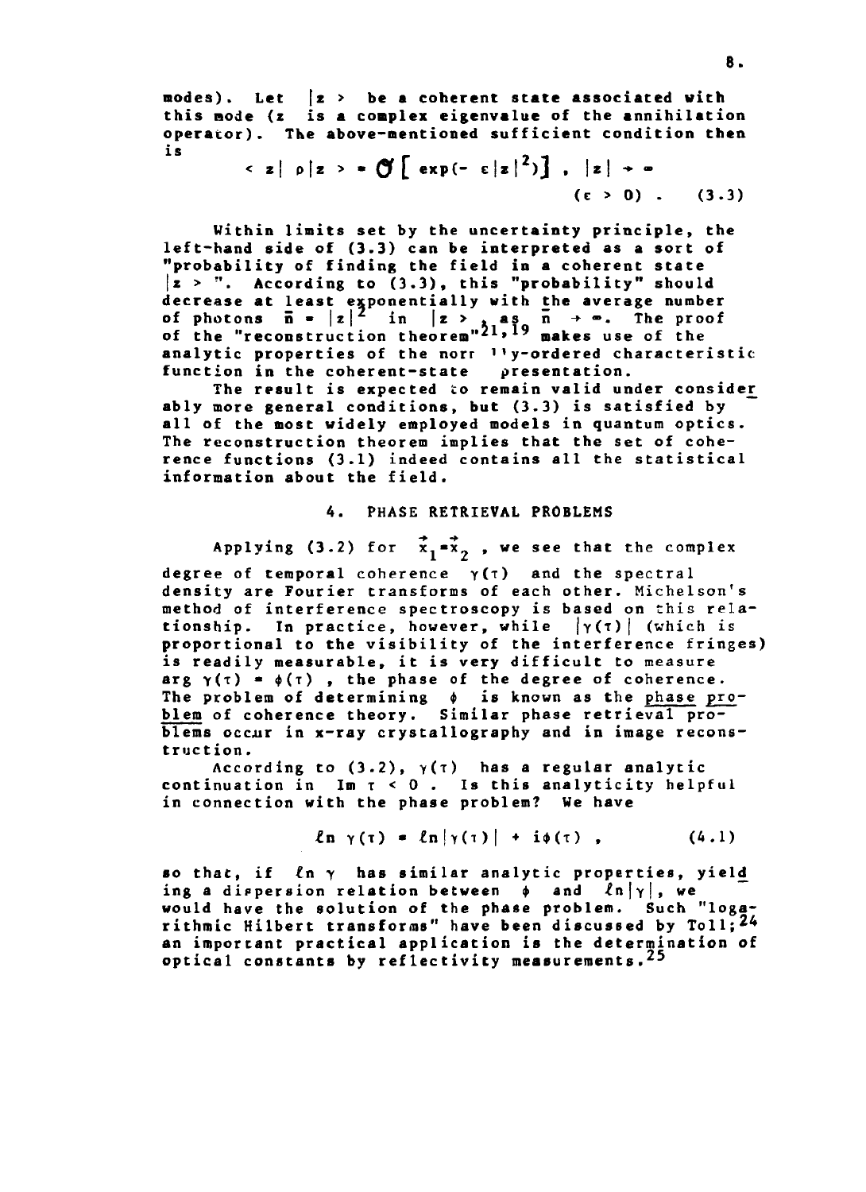modes). Let $|z\rangle$ be a coherent state associated with this mode ($z$ is a complex eigenvalue of the annihilation operator). The above-mentioned sufficient condition then is

$$\langle z|\, \rho \,|z\rangle = \mathcal{O}\left[\, \exp(-\,\varepsilon |z|^2)\right] \;,\; |z| \to \infty \qquad (\varepsilon > 0) \;. \qquad (3.3)$$

Within limits set by the uncertainty principle, the left-hand side of (3.3) can be interpreted as a sort of "probability of finding the field in a coherent state $|z\rangle$". According to (3.3), this "probability" should decrease at least exponentially with the average number of photons $\bar{n} = |z|^2$ in $|z\rangle$, as $\bar{n} \to \infty$. The proof of the "reconstruction theorem"[21,19] makes use of the analytic properties of the normally-ordered characteristic function in the coherent-state representation.

The result is expected to remain valid under considerably more general conditions, but (3.3) is satisfied by all of the most widely employed models in quantum optics. The reconstruction theorem implies that the set of coherence functions (3.1) indeed contains all the statistical information about the field.

## 4. PHASE RETRIEVAL PROBLEMS

Applying (3.2) for $\vec{x}_1 = \vec{x}_2$, we see that the complex degree of temporal coherence $\gamma(\tau)$ and the spectral density are Fourier transforms of each other. Michelson's method of interference spectroscopy is based on this relationship. In practice, however, while $|\gamma(\tau)|$ (which is proportional to the visibility of the interference fringes) is readily measurable, it is very difficult to measure $\arg \gamma(\tau) = \phi(\tau)$, the phase of the degree of coherence. The problem of determining $\phi$ is known as the <u>phase problem</u> of coherence theory. Similar phase retrieval problems occur in x-ray crystallography and in image reconstruction.

According to (3.2), $\gamma(\tau)$ has a regular analytic continuation in $\operatorname{Im} \tau < 0$. Is this analyticity helpful in connection with the phase problem? We have

$$\ell n\, \gamma(\tau) = \ell n |\gamma(\tau)| + i\phi(\tau) \;, \qquad (4.1)$$

so that, if $\ell n\, \gamma$ has similar analytic properties, yielding a dispersion relation between $\phi$ and $\ell n |\gamma|$, we would have the solution of the phase problem. Such "logarithmic Hilbert transforms" have been discussed by Toll;[24] an important practical application is the determination of optical constants by reflectivity measurements.[25]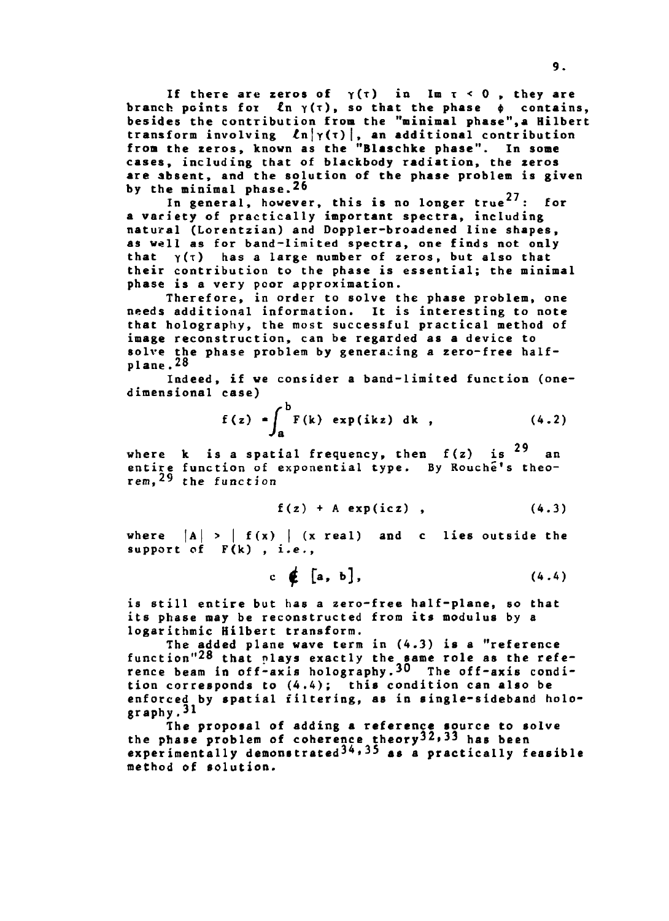If there are zeros of $\gamma(\tau)$ in $\text{Im}\,\tau < 0$, they are branch points for $\ell n\,\gamma(\tau)$, so that the phase $\phi$ contains, besides the contribution from the "minimal phase", a Hilbert transform involving $\ell n|\gamma(\tau)|$, an additional contribution from the zeros, known as the "Blaschke phase". In some cases, including that of blackbody radiation, the zeros are absent, and the solution of the phase problem is given by the minimal phase.[26]

In general, however, this is no longer true[27]: for a variety of practically important spectra, including natural (Lorentzian) and Doppler-broadened line shapes, as well as for band-limited spectra, one finds not only that $\gamma(\tau)$ has a large number of zeros, but also that their contribution to the phase is essential; the minimal phase is a very poor approximation.

Therefore, in order to solve the phase problem, one needs additional information. It is interesting to note that holography, the most successful practical method of image reconstruction, can be regarded as a device to solve the phase problem by generating a zero-free half-plane.[28]

Indeed, if we consider a band-limited function (one-dimensional case)

$$f(z) = \int_a^b F(k)\,\exp(ikz)\,dk\;, \tag{4.2}$$

where $k$ is a spatial frequency, then $f(z)$ is[29] an entire function of exponential type. By Rouché's theorem,[29] the function

$$f(z) + A\,\exp(icz)\;, \tag{4.3}$$

where $|A| > |\,f(x)\,|$ ($x$ real) and $c$ lies outside the support of $F(k)$, i.e.,

$$c \notin [a,\,b], \tag{4.4}$$

is still entire but has a zero-free half-plane, so that its phase may be reconstructed from its modulus by a logarithmic Hilbert transform.

The added plane wave term in (4.3) is a "reference function"[28] that plays exactly the same role as the reference beam in off-axis holography.[30] The off-axis condition corresponds to (4.4); this condition can also be enforced by spatial filtering, as in single-sideband holography.[31]

The proposal of adding a reference source to solve the phase problem of coherence theory[32,33] has been experimentally demonstrated[34,35] as a practically feasible method of solution.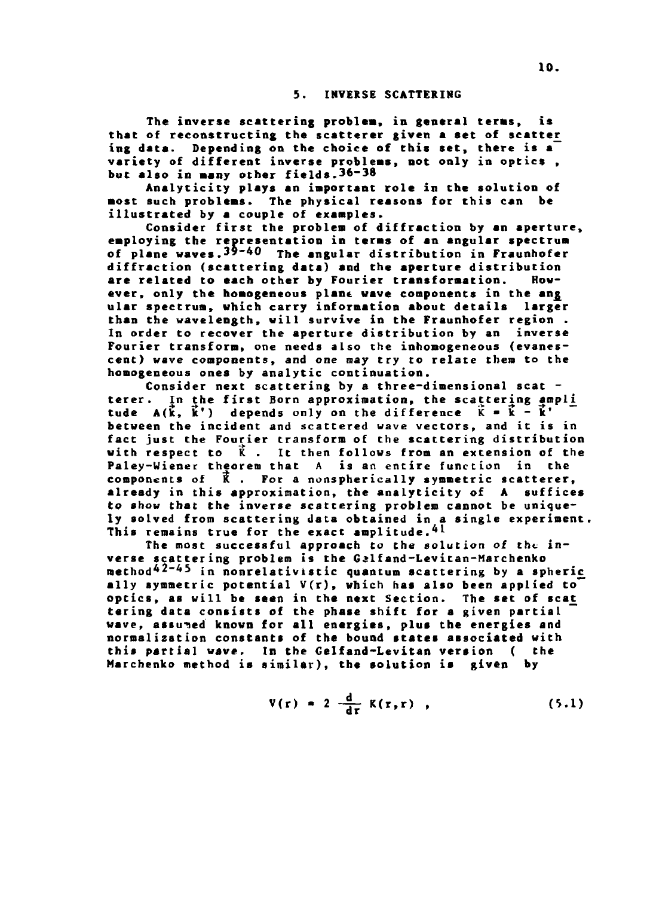## 5. INVERSE SCATTERING

The inverse scattering problem, in general terms, is that of reconstructing the scatterer given a set of scattering data. Depending on the choice of this set, there is a variety of different inverse problems, not only in optics, but also in many other fields.[36-38]

Analyticity plays an important role in the solution of most such problems. The physical reasons for this can be illustrated by a couple of examples.

Consider first the problem of diffraction by an aperture, employing the representation in terms of an angular spectrum of plane waves.[39-40] The angular distribution in Fraunhofer diffraction (scattering data) and the aperture distribution are related to each other by Fourier transformation. However, only the homogeneous plane wave components in the angular spectrum, which carry information about details larger than the wavelength, will survive in the Fraunhofer region. In order to recover the aperture distribution by an inverse Fourier transform, one needs also the inhomogeneous (evanescent) wave components, and one may try to relate them to the homogeneous ones by analytic continuation.

Consider next scattering by a three-dimensional scatterer. In the first Born approximation, the scattering amplitude $A(\vec{k}, \vec{k}')$ depends only on the difference $\vec{K} = \vec{k} - \vec{k}'$ between the incident and scattered wave vectors, and it is in fact just the Fourier transform of the scattering distribution with respect to $\vec{K}$. It then follows from an extension of the Paley-Wiener theorem that $A$ is an entire function in the components of $\vec{K}$. For a nonspherically symmetric scatterer, already in this approximation, the analyticity of $A$ suffices to show that the inverse scattering problem cannot be uniquely solved from scattering data obtained in a single experiment. This remains true for the exact amplitude.[41]

The most successful approach to the solution of the inverse scattering problem is the Gelfand-Levitan-Marchenko method[42-45] in nonrelativistic quantum scattering by a spherically symmetric potential $V(r)$, which has also been applied to optics, as will be seen in the next Section. The set of scattering data consists of the phase shift for a given partial wave, assumed known for all energies, plus the energies and normalization constants of the bound states associated with this partial wave. In the Gelfand-Levitan version (the Marchenko method is similar), the solution is given by

$$V(r) = 2 \frac{d}{dr} K(r,r) \quad , \tag{5.1}$$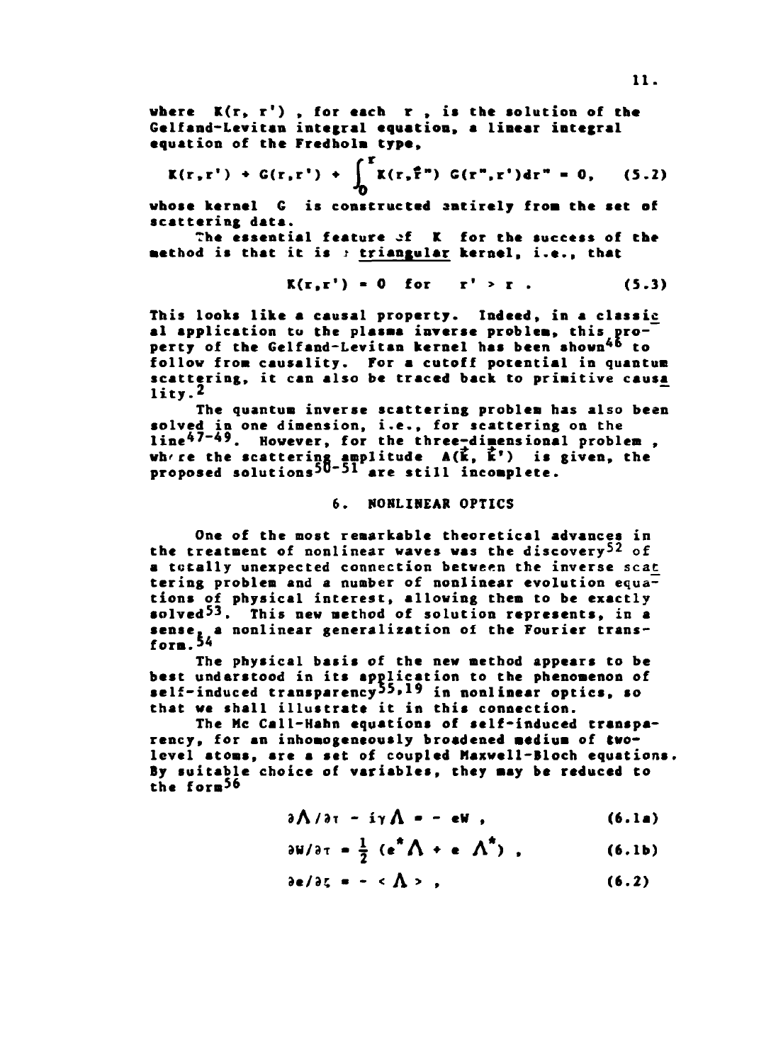where $K(r, r')$, for each $r$, is the solution of the Gelfand-Levitan integral equation, a linear integral equation of the Fredholm type,

$$K(r,r') + G(r,r') + \int_0^r K(r,r'') \, G(r'',r')dr'' = 0, \quad (5.2)$$

whose kernel $G$ is constructed entirely from the set of scattering data.

The essential feature of $K$ for the success of the method is that it is a triangular kernel, i.e., that

$$K(r,r') = 0 \quad \text{for} \quad r' > r \; . \quad (5.3)$$

This looks like a causal property. Indeed, in a classical application to the plasma inverse problem, this property of the Gelfand-Levitan kernel has been shown[46] to follow from causality. For a cutoff potential in quantum scattering, it can also be traced back to primitive causality.[2]

The quantum inverse scattering problem has also been solved in one dimension, i.e., for scattering on the line[47-49]. However, for the three-dimensional problem, where the scattering amplitude $A(\vec{k}, \vec{k}')$ is given, the proposed solutions[50-51] are still incomplete.

## 6. NONLINEAR OPTICS

One of the most remarkable theoretical advances in the treatment of nonlinear waves was the discovery[52] of a totally unexpected connection between the inverse scattering problem and a number of nonlinear evolution equations of physical interest, allowing them to be exactly solved[53]. This new method of solution represents, in a sense, a nonlinear generalization of the Fourier transform.[54]

The physical basis of the new method appears to be best understood in its application to the phenomenon of self-induced transparency[55,19] in nonlinear optics, so that we shall illustrate it in this connection.

The Mc Call-Hahn equations of self-induced transparency, for an inhomogeneously broadened medium of two-level atoms, are a set of coupled Maxwell-Bloch equations. By suitable choice of variables, they may be reduced to the form[56]

$$\partial \Lambda / \partial \tau - i\gamma \Lambda = - eW \; , \quad (6.1a)$$

$$\partial W / \partial \tau = \frac{1}{2} \left( e^* \Lambda + e \, \Lambda^* \right) \; , \quad (6.1b)$$

$$\partial e / \partial \zeta = - < \Lambda > \; , \quad (6.2)$$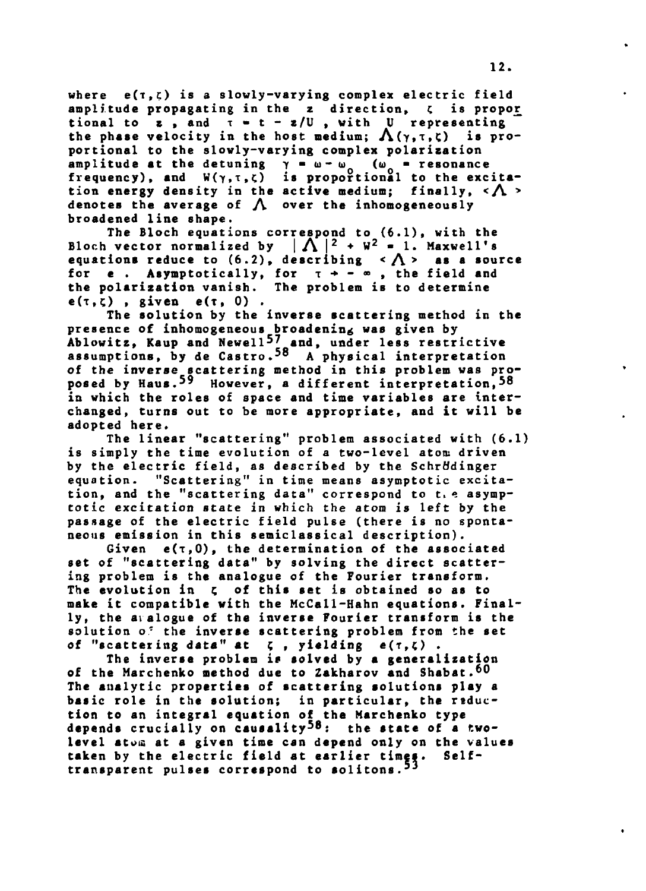where $e(\tau,\zeta)$ is a slowly-varying complex electric field amplitude propagating in the $z$ direction, $\zeta$ is proportional to $z$, and $\tau = t - z/U$, with $U$ representing the phase velocity in the host medium; $\Lambda(\gamma,\tau,\zeta)$ is proportional to the slowly-varying complex polarization amplitude at the detuning $\gamma = \omega - \omega_0$ ($\omega_0$ = resonance frequency), and $W(\gamma,\tau,\zeta)$ is proportional to the excitation energy density in the active medium; finally, $\langle \Lambda \rangle$ denotes the average of $\Lambda$ over the inhomogeneously broadened line shape.

The Bloch equations correspond to (6.1), with the Bloch vector normalized by $|\Lambda|^2 + W^2 = 1$. Maxwell's equations reduce to (6.2), describing $\langle \Lambda \rangle$ as a source for $e$. Asymptotically, for $\tau \to -\infty$, the field and the polarization vanish. The problem is to determine $e(\tau,\zeta)$, given $e(\tau, 0)$.

The solution by the inverse scattering method in the presence of inhomogeneous broadening was given by Ablowitz, Kaup and Newell[57] and, under less restrictive assumptions, by de Castro.[58] A physical interpretation of the inverse scattering method in this problem was proposed by Haus.[59] However, a different interpretation,[58] in which the roles of space and time variables are interchanged, turns out to be more appropriate, and it will be adopted here.

The linear "scattering" problem associated with (6.1) is simply the time evolution of a two-level atom driven by the electric field, as described by the Schrödinger equation. "Scattering" in time means asymptotic excitation, and the "scattering data" correspond to the asymptotic excitation state in which the atom is left by the passage of the electric field pulse (there is no spontaneous emission in this semiclassical description).

Given $e(\tau,0)$, the determination of the associated set of "scattering data" by solving the direct scattering problem is the analogue of the Fourier transform. The evolution in $\zeta$ of this set is obtained so as to make it compatible with the McCall-Hahn equations. Finally, the analogue of the inverse Fourier transform is the solution of the inverse scattering problem from the set of "scattering data" at $\zeta$, yielding $e(\tau,\zeta)$.

The inverse problem is solved by a generalization of the Marchenko method due to Zakharov and Shabat.[60] The analytic properties of scattering solutions play a basic role in the solution; in particular, the reduction to an integral equation of the Marchenko type depends crucially on causality[58]: the state of a two-level atom at a given time can depend only on the values taken by the electric field at earlier times. Self-transparent pulses correspond to solitons.[53]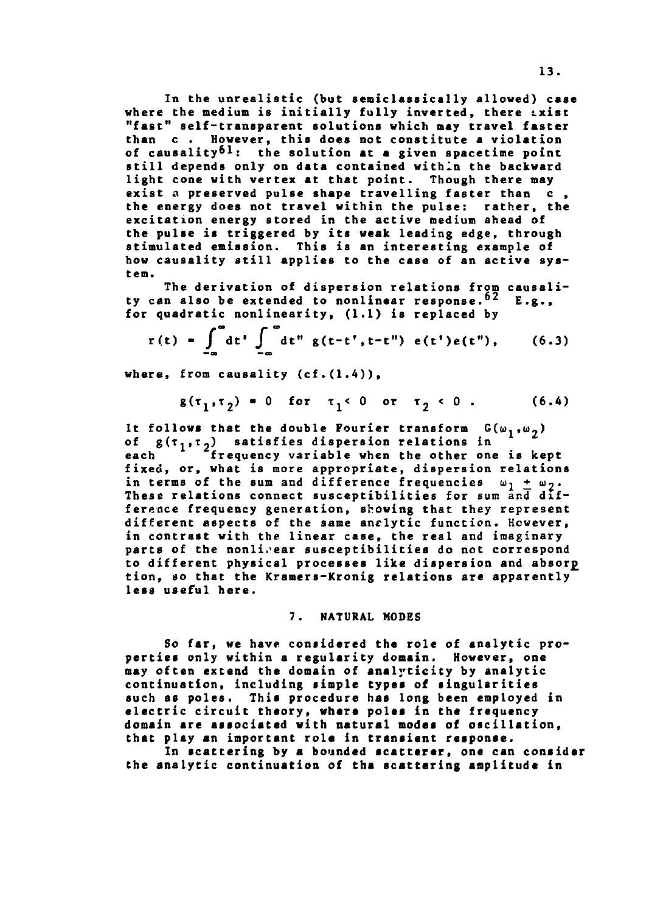In the unrealistic (but semiclassically allowed) case where the medium is initially fully inverted, there exist "fast" self-transparent solutions which may travel faster than c . However, this does not constitute a violation of causality[61]: the solution at a given spacetime point still depends only on data contained within the backward light cone with vertex at that point. Though there may exist a preserved pulse shape travelling faster than c , the energy does not travel within the pulse: rather, the excitation energy stored in the active medium ahead of the pulse is triggered by its weak leading edge, through stimulated emission. This is an interesting example of how causality still applies to the case of an active system.

The derivation of dispersion relations from causality can also be extended to nonlinear response.[62] E.g., for quadratic nonlinearity, (1.1) is replaced by

$$r(t) = \int_{-\infty}^{\infty} dt' \int_{-\infty}^{\infty} dt'' \; g(t-t', t-t'') \; e(t')e(t''), \qquad (6.3)$$

where, from causality (cf.(1.4)),

$$g(\tau_1, \tau_2) = 0 \quad \text{for} \quad \tau_1 < 0 \quad \text{or} \quad \tau_2 < 0 \; . \qquad (6.4)$$

It follows that the double Fourier transform $G(\omega_1, \omega_2)$ of $g(\tau_1, \tau_2)$ satisfies dispersion relations in each frequency variable when the other one is kept fixed, or, what is more appropriate, dispersion relations in terms of the sum and difference frequencies $\omega_1 \pm \omega_2$. These relations connect susceptibilities for sum and difference frequency generation, showing that they represent different aspects of the same analytic function. However, in contrast with the linear case, the real and imaginary parts of the nonlinear susceptibilities do not correspond to different physical processes like dispersion and absorption, so that the Kramers-Kronig relations are apparently less useful here.

## 7. NATURAL MODES

So far, we have considered the role of analytic properties only within a regularity domain. However, one may often extend the domain of analyticity by analytic continuation, including simple types of singularities such as poles. This procedure has long been employed in electric circuit theory, where poles in the frequency domain are associated with natural modes of oscillation, that play an important role in transient response.

In scattering by a bounded scatterer, one can consider the analytic continuation of the scattering amplitude in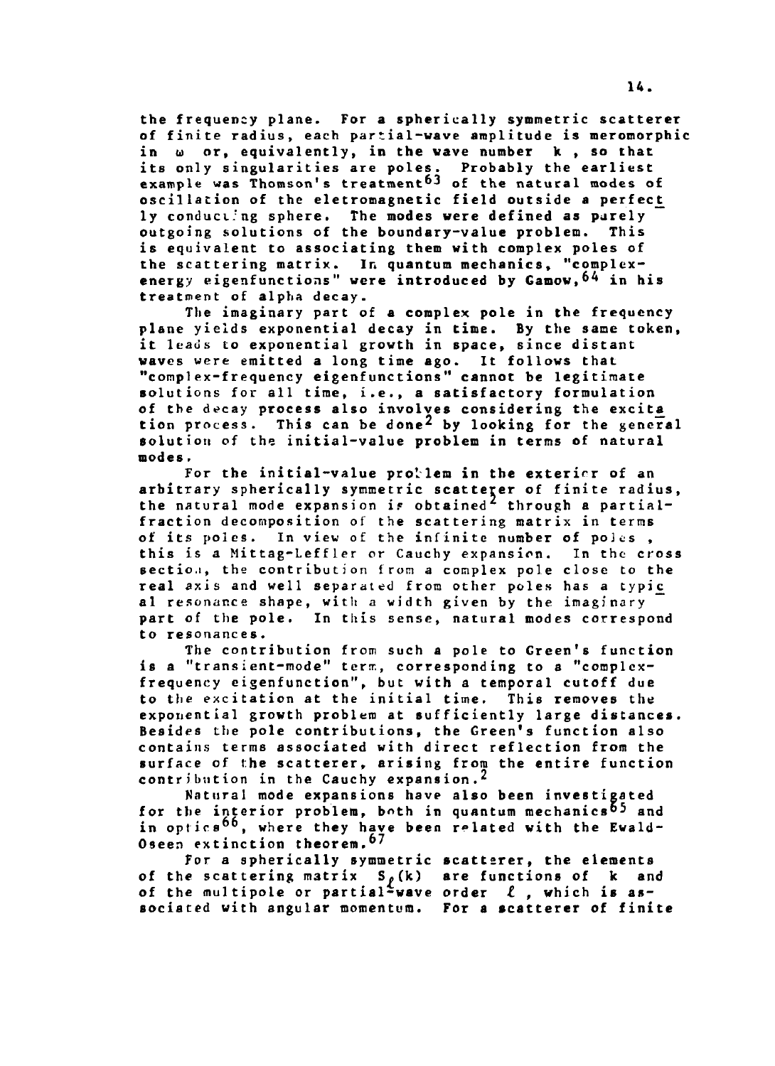the frequency plane. For a spherically symmetric scatterer of finite radius, each partial-wave amplitude is meromorphic in $\omega$ or, equivalently, in the wave number $k$, so that its only singularities are poles. Probably the earliest example was Thomson's treatment[63] of the natural modes of oscillation of the eletromagnetic field outside a perfectly conducting sphere. The modes were defined as purely outgoing solutions of the boundary-value problem. This is equivalent to associating them with complex poles of the scattering matrix. In quantum mechanics, "complex-energy eigenfunctions" were introduced by Gamow,[64] in his treatment of alpha decay.

The imaginary part of a complex pole in the frequency plane yields exponential decay in time. By the same token, it leads to exponential growth in space, since distant waves were emitted a long time ago. It follows that "complex-frequency eigenfunctions" cannot be legitimate solutions for all time, i.e., a satisfactory formulation of the decay process also involves considering the excitation process. This can be done[2] by looking for the general solution of the initial-value problem in terms of natural modes.

For the initial-value problem in the exterior of an arbitrary spherically symmetric scatterer of finite radius, the natural mode expansion is obtained[2] through a partial-fraction decomposition of the scattering matrix in terms of its poles. In view of the infinite number of poles, this is a Mittag-Leffler or Cauchy expansion. In the cross section, the contribution from a complex pole close to the real axis and well separated from other poles has a typical resonance shape, with a width given by the imaginary part of the pole. In this sense, natural modes correspond to resonances.

The contribution from such a pole to Green's function is a "transient-mode" term, corresponding to a "complex-frequency eigenfunction", but with a temporal cutoff due to the excitation at the initial time. This removes the exponential growth problem at sufficiently large distances. Besides the pole contributions, the Green's function also contains terms associated with direct reflection from the surface of the scatterer, arising from the entire function contribution in the Cauchy expansion.[2]

Natural mode expansions have also been investigated for the interior problem, both in quantum mechanics[65] and in optics[66], where they have been related with the Ewald-Oseen extinction theorem.[67]

For a spherically symmetric scatterer, the elements of the scattering matrix $S_{\ell}(k)$ are functions of $k$ and of the multipole or partial-wave order $\ell$, which is associated with angular momentum. For a scatterer of finite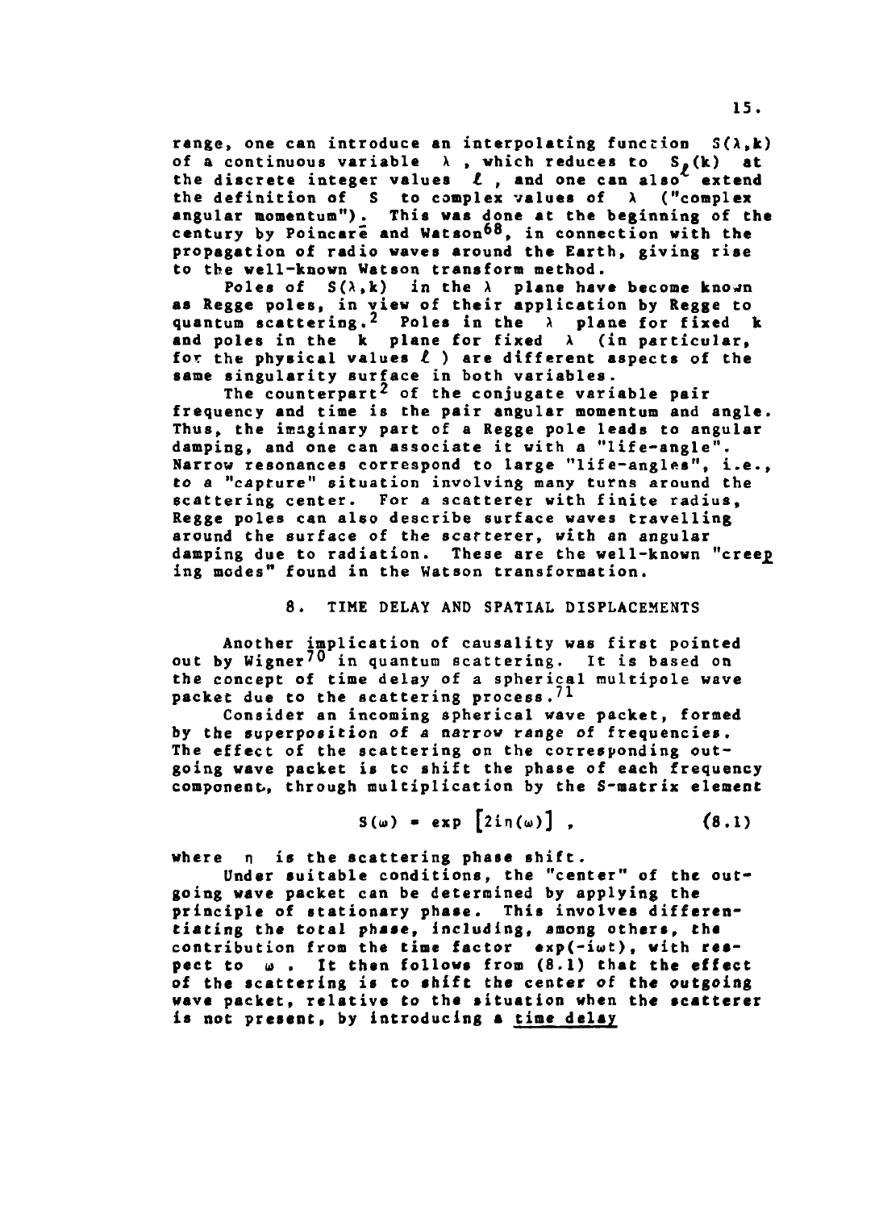range, one can introduce an interpolating function $S(\lambda,k)$ of a continuous variable $\lambda$ , which reduces to $S_\ell(k)$ at the discrete integer values $\ell$ , and one can also extend the definition of S to complex values of $\lambda$ ("complex angular momentum"). This was done at the beginning of the century by Poincaré and Watson[68], in connection with the propagation of radio waves around the Earth, giving rise to the well-known Watson transform method.

Poles of $S(\lambda,k)$ in the $\lambda$ plane have become known as Regge poles, in view of their application by Regge to quantum scattering.[2] Poles in the $\lambda$ plane for fixed k and poles in the k plane for fixed $\lambda$ (in particular, for the physical values $\ell$ ) are different aspects of the same singularity surface in both variables.

The counterpart[2] of the conjugate variable pair frequency and time is the pair angular momentum and angle. Thus, the imaginary part of a Regge pole leads to angular damping, and one can associate it with a "life-angle". Narrow resonances correspond to large "life-angles", i.e., to a "capture" situation involving many turns around the scattering center. For a scatterer with finite radius, Regge poles can also describe surface waves travelling around the surface of the scatterer, with an angular damping due to radiation. These are the well-known "creeping modes" found in the Watson transformation.

## 8. TIME DELAY AND SPATIAL DISPLACEMENTS

Another implication of causality was first pointed out by Wigner[70] in quantum scattering. It is based on the concept of time delay of a spherical multipole wave packet due to the scattering process.[71]

Consider an incoming spherical wave packet, formed by the superposition of a narrow range of frequencies. The effect of the scattering on the corresponding outgoing wave packet is to shift the phase of each frequency component, through multiplication by the S-matrix element

$$S(\omega) = \exp\left[2i\eta(\omega)\right] , \qquad (8.1)$$

where $\eta$ is the scattering phase shift.

Under suitable conditions, the "center" of the outgoing wave packet can be determined by applying the principle of stationary phase. This involves differentiating the total phase, including, among others, the contribution from the time factor $\exp(-i\omega t)$, with respect to $\omega$ . It then follows from (8.1) that the effect of the scattering is to shift the center of the outgoing wave packet, relative to the situation when the scatterer is not present, by introducing a <u>time delay</u>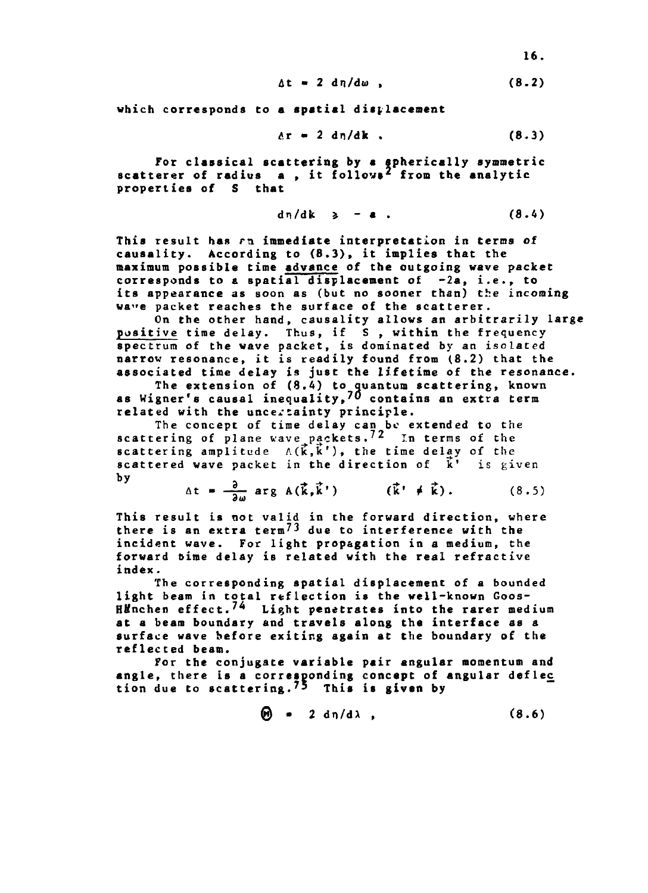$$\Delta t = 2\, d\eta/d\omega\ , \tag{8.2}$$

which corresponds to a spatial displacement

$$\Delta r = 2\, d\eta/dk\ . \tag{8.3}$$

For classical scattering by a spherically symmetric scatterer of radius $a$ , it follows[2] from the analytic properties of $S$ that

$$d\eta/dk \geq -a\ . \tag{8.4}$$

This result has an immediate interpretation in terms of causality. According to (8.3), it implies that the maximum possible time advance of the outgoing wave packet corresponds to a spatial displacement of $-2a$, i.e., to its appearance as soon as (but no sooner than) the incoming wave packet reaches the surface of the scatterer.

On the other hand, causality allows an arbitrarily large positive time delay. Thus, if $S$ , within the frequency spectrum of the wave packet, is dominated by an isolated narrow resonance, it is readily found from (8.2) that the associated time delay is just the lifetime of the resonance.

The extension of (8.4) to quantum scattering, known as Wigner's causal inequality,[70] contains an extra term related with the uncertainty principle.

The concept of time delay can be extended to the scattering of plane wave packets.[72] In terms of the scattering amplitude $A(\vec{k},\vec{k}')$, the time delay of the scattered wave packet in the direction of $\vec{k}'$ is given by

$$\Delta t = \frac{\partial}{\partial \omega} \arg A(\vec{k},\vec{k}') \qquad (\vec{k}' \neq \vec{k})\ . \tag{8.5}$$

This result is not valid in the forward direction, where there is an extra term[73] due to interference with the incident wave. For light propagation in a medium, the forward time delay is related with the real refractive index.

The corresponding spatial displacement of a bounded light beam in total reflection is the well-known Goos-Hänchen effect.[74] Light penetrates into the rarer medium at a beam boundary and travels along the interface as a surface wave before exiting again at the boundary of the reflected beam.

For the conjugate variable pair angular momentum and angle, there is a corresponding concept of angular deflection due to scattering.[75] This is given by

$$\Theta = 2\, d\eta/d\lambda\ , \tag{8.6}$$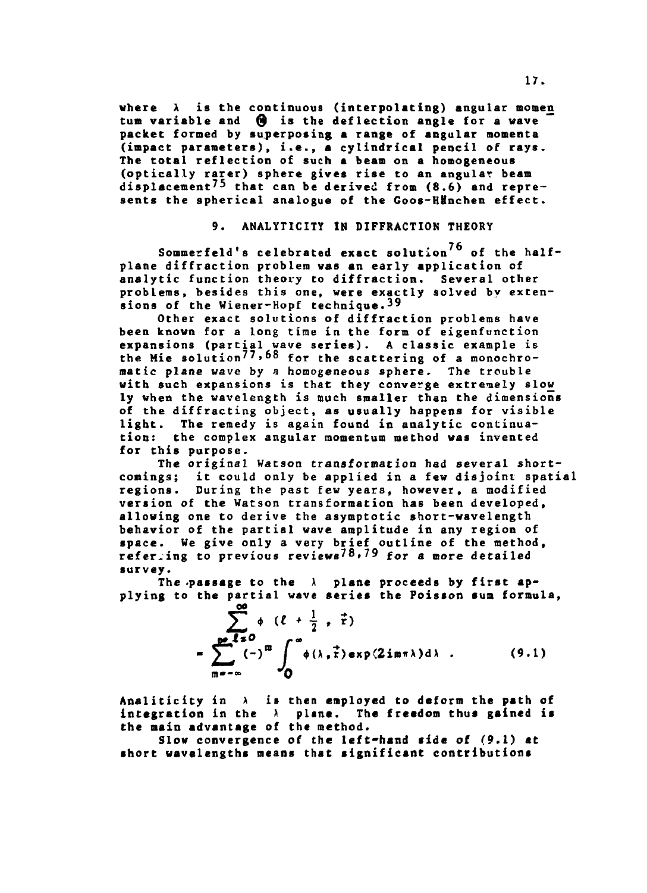where $\lambda$ is the continuous (interpolating) angular momentum variable and $\Theta$ is the deflection angle for a wave packet formed by superposing a range of angular momenta (impact parameters), i.e., a cylindrical pencil of rays. The total reflection of such a beam on a homogeneous (optically rarer) sphere gives rise to an angular beam displacement[75] that can be derived from (8.6) and represents the spherical analogue of the Goos-Hänchen effect.

## 9. ANALYTICITY IN DIFFRACTION THEORY

Sommerfeld's celebrated exact solution[76] of the half-plane diffraction problem was an early application of analytic function theory to diffraction. Several other problems, besides this one, were exactly solved by extensions of the Wiener-Hopf technique.[39]

Other exact solutions of diffraction problems have been known for a long time in the form of eigenfunction expansions (partial wave series). A classic example is the Mie solution[77,68] for the scattering of a monochromatic plane wave by a homogeneous sphere. The trouble with such expansions is that they converge extremely slowly when the wavelength is much smaller than the dimensions of the diffracting object, as usually happens for visible light. The remedy is again found in analytic continuation: the complex angular momentum method was invented for this purpose.

The original Watson transformation had several shortcomings; it could only be applied in a few disjoint spatial regions. During the past few years, however, a modified version of the Watson transformation has been developed, allowing one to derive the asymptotic short-wavelength behavior of the partial wave amplitude in any region of space. We give only a very brief outline of the method, referring to previous reviews[78,79] for a more detailed survey.

The passage to the $\lambda$ plane proceeds by first applying to the partial wave series the Poisson sum formula,

$$\sum_{\ell=0}^{\infty} \phi\left(\ell+\frac{1}{2}, \vec{r}\right) = \sum_{m=-\infty}^{\infty} (-)^m \int_0^{\infty} \phi(\lambda, \vec{r}) \exp(2im\pi\lambda)\, d\lambda \ . \qquad (9.1)$$

Analiticity in $\lambda$ is then employed to deform the path of integration in the $\lambda$ plane. The freedom thus gained is the main advantage of the method.

Slow convergence of the left-hand side of (9.1) at short wavelengths means that significant contributions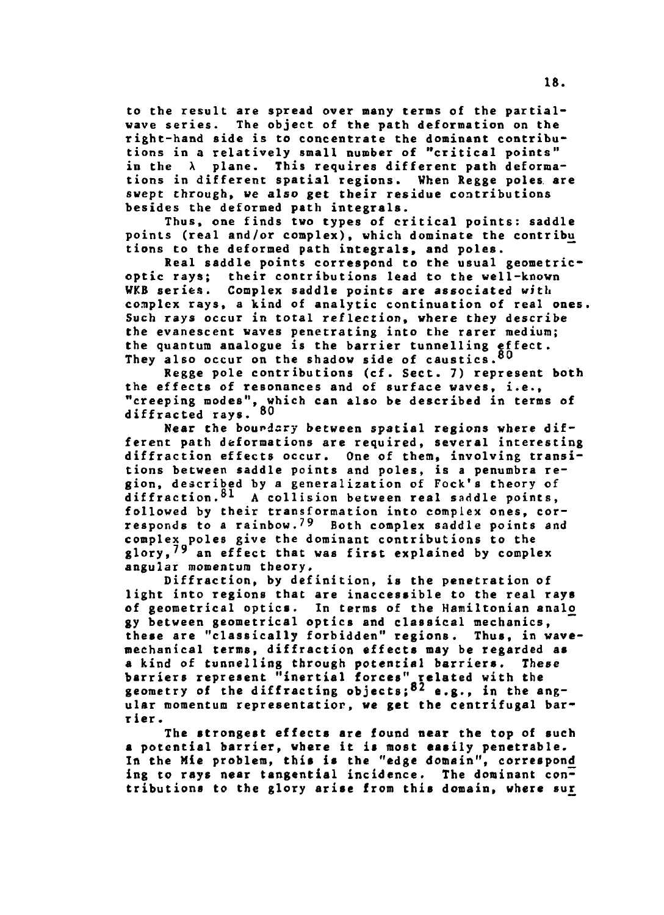to the result are spread over many terms of the partial-wave series. The object of the path deformation on the right-hand side is to concentrate the dominant contributions in a relatively small number of "critical points" in the $\lambda$ plane. This requires different path deformations in different spatial regions. When Regge poles are swept through, we also get their residue contributions besides the deformed path integrals.

Thus, one finds two types of critical points: saddle points (real and/or complex), which dominate the contributions to the deformed path integrals, and poles.

Real saddle points correspond to the usual geometric-optic rays; their contributions lead to the well-known WKB series. Complex saddle points are associated with complex rays, a kind of analytic continuation of real ones. Such rays occur in total reflection, where they describe the evanescent waves penetrating into the rarer medium; the quantum analogue is the barrier tunnelling effect. They also occur on the shadow side of caustics.[80]

Regge pole contributions (cf. Sect. 7) represent both the effects of resonances and of surface waves, i.e., "creeping modes", which can also be described in terms of diffracted rays.[80]

Near the boundary between spatial regions where different path deformations are required, several interesting diffraction effects occur. One of them, involving transitions between saddle points and poles, is a penumbra region, described by a generalization of Fock's theory of diffraction.[81] A collision between real saddle points, followed by their transformation into complex ones, corresponds to a rainbow.[79] Both complex saddle points and complex poles give the dominant contributions to the glory,[79] an effect that was first explained by complex angular momentum theory.

Diffraction, by definition, is the penetration of light into regions that are inaccessible to the real rays of geometrical optics. In terms of the Hamiltonian analogy between geometrical optics and classical mechanics, these are "classically forbidden" regions. Thus, in wave-mechanical terms, diffraction effects may be regarded as a kind of tunnelling through potential barriers. These barriers represent "inertial forces" related with the geometry of the diffracting objects;[82] e.g., in the angular momentum representation, we get the centrifugal barrier.

The strongest effects are found near the top of such a potential barrier, where it is most easily penetrable. In the Mie problem, this is the "edge domain", corresponding to rays near tangential incidence. The dominant contributions to the glory arise from this domain, where sur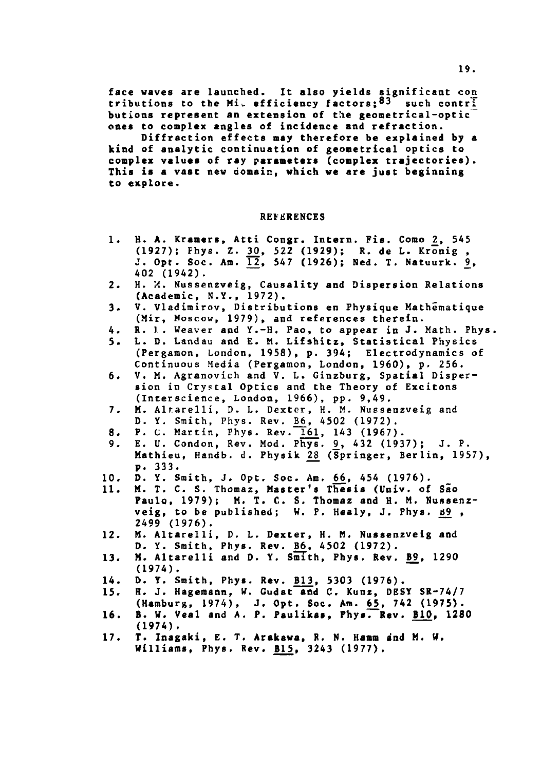face waves are launched. It also yields significant contributions to the Mie efficiency factors;[83] such contributions represent an extension of the geometrical-optic ones to complex angles of incidence and refraction.

Diffraction effects may therefore be explained by a kind of analytic continuation of geometrical optics to complex values of ray parameters (complex trajectories). This is a vast new domain, which we are just beginning to explore.

## REFERENCES

1. H. A. Kramers, Atti Congr. Intern. Fis. Como 2, 545 (1927); Phys. Z. 30, 522 (1929); R. de L. Kronig, J. Opt. Soc. Am. 12, 547 (1926); Ned. T. Natuurk. 9, 402 (1942).
2. H. M. Nussenzveig, Causality and Dispersion Relations (Academic, N.Y., 1972).
3. V. Vladimirov, Distributions en Physique Mathématique (Mir, Moscow, 1979), and references therein.
4. R. L. Weaver and Y.-H. Pao, to appear in J. Math. Phys.
5. L. D. Landau and E. M. Lifshitz, Statistical Physics (Pergamon, London, 1958), p. 394; Electrodynamics of Continuous Media (Pergamon, London, 1960), p. 256.
6. V. M. Agranovich and V. L. Ginzburg, Spatial Dispersion in Crystal Optics and the Theory of Excitons (Interscience, London, 1966), pp. 9,49.
7. M. Altarelli, D. L. Dexter, H. M. Nussenzveig and D. Y. Smith, Phys. Rev. B6, 4502 (1972).
8. P. C. Martin, Phys. Rev. 161, 143 (1967).
9. E. U. Condon, Rev. Mod. Phys. 9, 432 (1937); J. P. Mathieu, Handb. d. Physik 28 (Springer, Berlin, 1957), p. 333.
10. D. Y. Smith, J. Opt. Soc. Am. 66, 454 (1976).
11. M. T. C. S. Thomaz, Master's Thesis (Univ. of São Paulo, 1979); M. T. C. S. Thomaz and H. M. Nussenzveig, to be published; W. P. Healy, J. Phys. B9, 2499 (1976).
12. M. Altarelli, D. L. Dexter, H. M. Nussenzveig and D. Y. Smith, Phys. Rev. B6, 4502 (1972).
13. M. Altarelli and D. Y. Smith, Phys. Rev. B9, 1290 (1974).
14. D. Y. Smith, Phys. Rev. B13, 5303 (1976).
15. H. J. Hagemann, W. Gudat and C. Kunz, DESY SR-74/7 (Hamburg, 1974), J. Opt. Soc. Am. 65, 742 (1975).
16. B. W. Veal and A. P. Paulikas, Phys. Rev. B10, 1280 (1974).
17. T. Inagaki, E. T. Arakawa, R. N. Hamm and M. W. Williams, Phys. Rev. B15, 3243 (1977).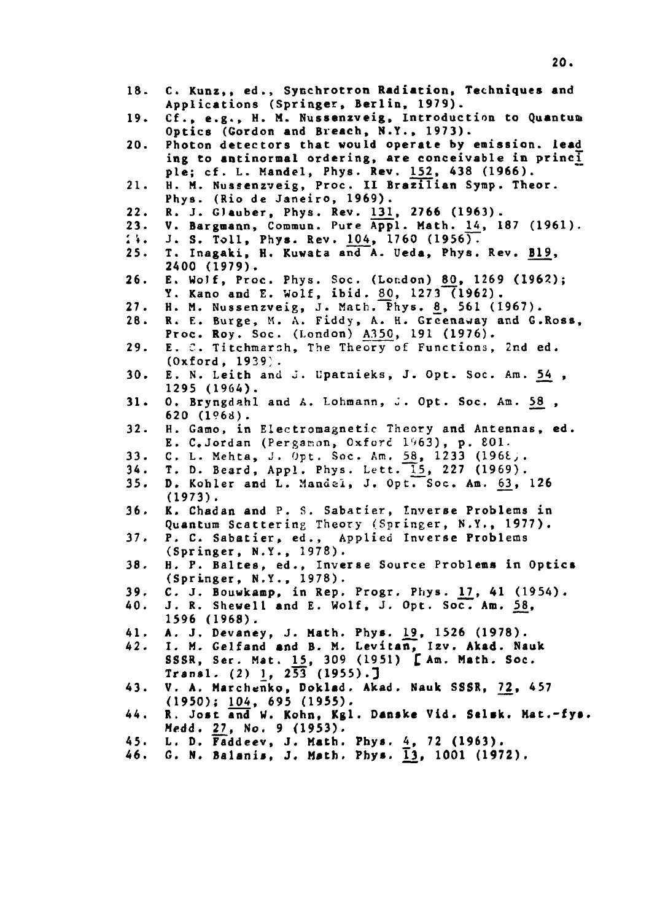18. C. Kunz,, ed., Synchrotron Radiation, Techniques and Applications (Springer, Berlin, 1979).
19. Cf., e.g., H. M. Nussenzveig, Introduction to Quantum Optics (Gordon and Breach, N.Y., 1973).
20. Photon detectors that would operate by emission. leading to antinormal ordering, are conceivable in principle; cf. L. Mandel, Phys. Rev. 152, 438 (1966).
21. H. M. Nussenzveig, Proc. II Brazilian Symp. Theor. Phys. (Rio de Janeiro, 1969).
22. R. J. Glauber, Phys. Rev. 131, 2766 (1963).
23. V. Bargmann, Commun. Pure Appl. Math. 14, 187 (1961).
24. J. S. Toll, Phys. Rev. 104, 1760 (1956).
25. T. Inagaki, H. Kuwata and A. Ueda, Phys. Rev. B19, 2400 (1979).
26. E. Wolf, Proc. Phys. Soc. (London) 80, 1269 (1962); Y. Kano and E. Wolf, ibid. 80, 1273 (1962).
27. H. M. Nussenzveig, J. Math. Phys. 8, 561 (1967).
28. R. E. Burge, M. A. Fiddy, A. H. Greenaway and G. Ross, Proc. Roy. Soc. (London) A350, 191 (1976).
29. E. C. Titchmarsh, The Theory of Functions, 2nd ed. (Oxford, 1939).
30. E. N. Leith and J. Upatnieks, J. Opt. Soc. Am. 54, 1295 (1964).
31. O. Bryngdahl and A. Lohmann, J. Opt. Soc. Am. 58, 620 (1968).
32. H. Gamo, in Electromagnetic Theory and Antennas, ed. E. C. Jordan (Pergamon, Oxford 1963), p. 801.
33. C. L. Mehta, J. Opt. Soc. Am. 58, 1233 (1968).
34. T. D. Beard, Appl. Phys. Lett. 15, 227 (1969).
35. D. Kohler and L. Mandel, J. Opt. Soc. Am. 63, 126 (1973).
36. K. Chadan and P. S. Sabatier, Inverse Problems in Quantum Scattering Theory (Springer, N.Y., 1977).
37. P. C. Sabatier, ed., Applied Inverse Problems (Springer, N.Y., 1978).
38. H. P. Baltes, ed., Inverse Source Problems in Optics (Springer, N.Y., 1978).
39. C. J. Bouwkamp, in Rep. Progr. Phys. 17, 41 (1954).
40. J. R. Shewell and E. Wolf, J. Opt. Soc. Am. 58, 1596 (1968).
41. A. J. Devaney, J. Math. Phys. 19, 1526 (1978).
42. I. M. Gelfand and B. M. Levitan, Izv. Akad. Nauk SSSR, Ser. Mat. 15, 309 (1951) [Am. Math. Soc. Transl. (2) 1, 253 (1955).]
43. V. A. Marchenko, Doklad. Akad. Nauk SSSR, 72, 457 (1950); 104, 695 (1955).
44. R. Jost and W. Kohn, Kgl. Danske Vid. Selsk. Mat.-fys. Medd. 27, No. 9 (1953).
45. L. D. Faddeev, J. Math. Phys. 4, 72 (1963).
46. G. N. Balanis, J. Math. Phys. 13, 1001 (1972).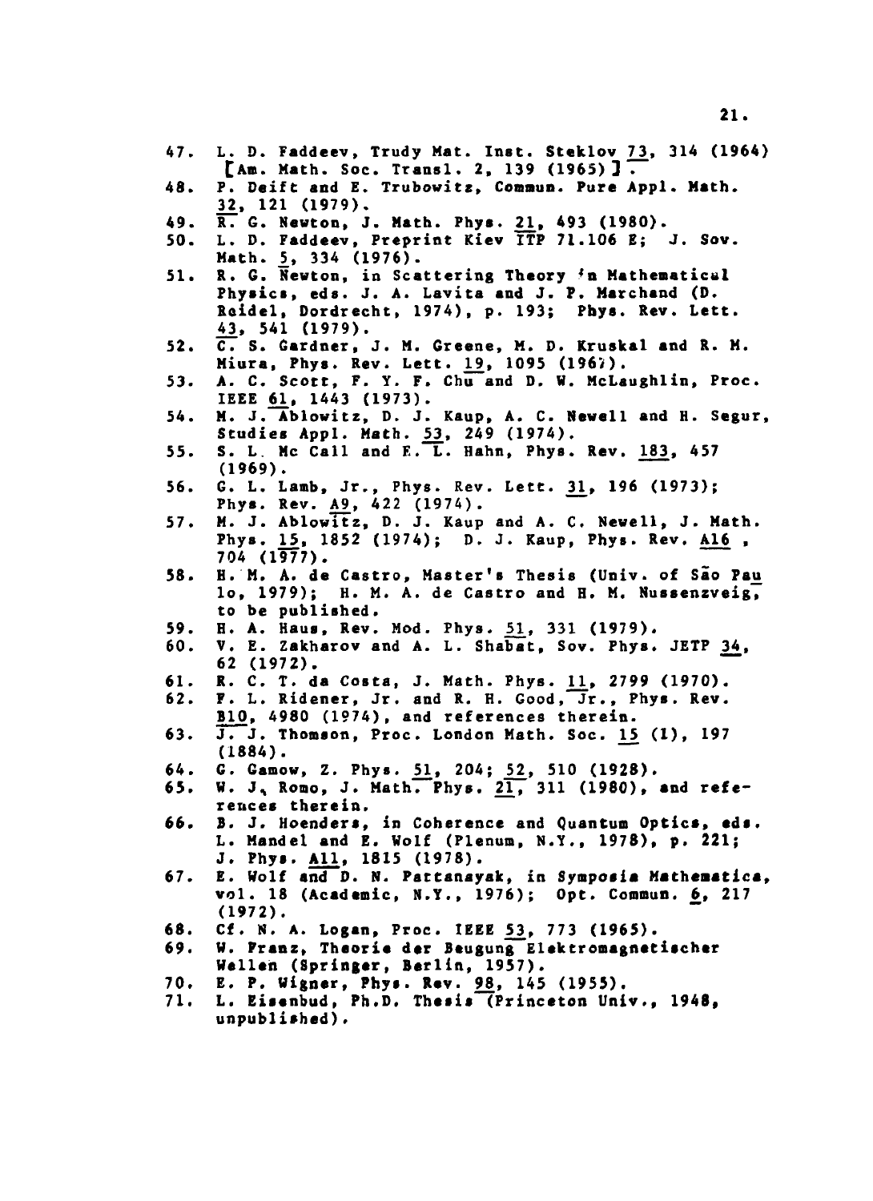47. L. D. Faddeev, Trudy Mat. Inst. Steklov 73, 314 (1964) [Am. Math. Soc. Transl. 2, 139 (1965)].
48. P. Deift and E. Trubowitz, Commun. Pure Appl. Math. 32, 121 (1979).
49. R. G. Newton, J. Math. Phys. 21, 493 (1980).
50. L. D. Faddeev, Preprint Kiev ITP 71.106 E; J. Sov. Math. 5, 334 (1976).
51. R. G. Newton, in Scattering Theory in Mathematical Physics, eds. J. A. Lavita and J. P. Marchand (D. Reidel, Dordrecht, 1974), p. 193; Phys. Rev. Lett. 43, 541 (1979).
52. C. S. Gardner, J. M. Greene, M. D. Kruskal and R. M. Miura, Phys. Rev. Lett. 19, 1095 (1967).
53. A. C. Scott, F. Y. F. Chu and D. W. McLaughlin, Proc. IEEE 61, 1443 (1973).
54. M. J. Ablowitz, D. J. Kaup, A. C. Newell and H. Segur, Studies Appl. Math. 53, 249 (1974).
55. S. L. Mc Call and E. L. Hahn, Phys. Rev. 183, 457 (1969).
56. G. L. Lamb, Jr., Phys. Rev. Lett. 31, 196 (1973); Phys. Rev. A9, 422 (1974).
57. M. J. Ablowitz, D. J. Kaup and A. C. Newell, J. Math. Phys. 15, 1852 (1974); D. J. Kaup, Phys. Rev. A16, 704 (1977).
58. H. M. A. de Castro, Master's Thesis (Univ. of São Paulo, 1979); H. M. A. de Castro and H. M. Nussenzveig, to be published.
59. H. A. Haus, Rev. Mod. Phys. 51, 331 (1979).
60. V. E. Zakharov and A. L. Shabat, Sov. Phys. JETP 34, 62 (1972).
61. R. C. T. da Costa, J. Math. Phys. 11, 2799 (1970).
62. F. L. Ridener, Jr. and R. H. Good, Jr., Phys. Rev. B10, 4980 (1974), and references therein.
63. J. J. Thomson, Proc. London Math. Soc. 15 (1), 197 (1884).
64. G. Gamow, Z. Phys. 51, 204; 52, 510 (1928).
65. W. J. Romo, J. Math. Phys. 21, 311 (1980), and references therein.
66. B. J. Hoenders, in Coherence and Quantum Optics, eds. L. Mandel and E. Wolf (Plenum, N.Y., 1978), p. 221; J. Phys. A11, 1815 (1978).
67. E. Wolf and D. N. Pattanayak, in Symposia Mathematica, vol. 18 (Academic, N.Y., 1976); Opt. Commun. 6, 217 (1972).
68. Cf. N. A. Logan, Proc. IEEE 53, 773 (1965).
69. W. Franz, Theorie der Beugung Elektromagnetischer Wellen (Springer, Berlin, 1957).
70. E. P. Wigner, Phys. Rev. 98, 145 (1955).
71. L. Eisenbud, Ph.D. Thesis (Princeton Univ., 1948, unpublished).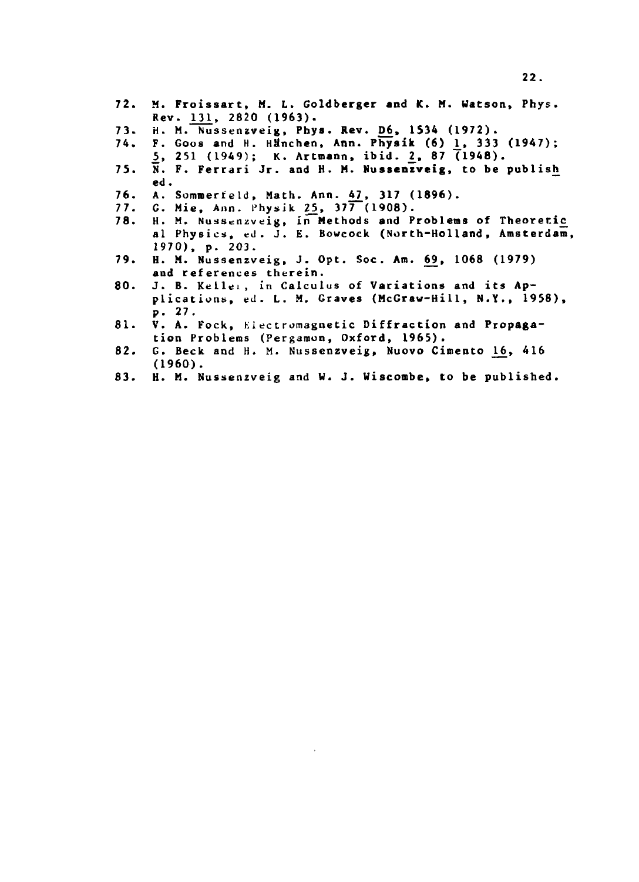72. M. Froissart, M. L. Goldberger and K. M. Watson, Phys. Rev. 131, 2820 (1963).
73. H. M. Nussenzveig, Phys. Rev. D6, 1534 (1972).
74. F. Goos and H. Hänchen, Ann. Physik (6) 1, 333 (1947); 5, 251 (1949); K. Artmann, ibid. 2, 87 (1948).
75. N. F. Ferrari Jr. and H. M. Nussenzveig, to be published.
76. A. Sommerfeld, Math. Ann. 47, 317 (1896).
77. G. Mie, Ann. Physik 25, 377 (1908).
78. H. M. Nussenzveig, in Methods and Problems of Theoretical Physics, ed. J. E. Bowcock (North-Holland, Amsterdam, 1970), p. 203.
79. H. M. Nussenzveig, J. Opt. Soc. Am. 69, 1068 (1979) and references therein.
80. J. B. Keller, in Calculus of Variations and its Applications, ed. L. M. Graves (McGraw-Hill, N.Y., 1958), p. 27.
81. V. A. Fock, Electromagnetic Diffraction and Propagation Problems (Pergamon, Oxford, 1965).
82. G. Beck and H. M. Nussenzveig, Nuovo Cimento 16, 416 (1960).
83. H. M. Nussenzveig and W. J. Wiscombe, to be published.